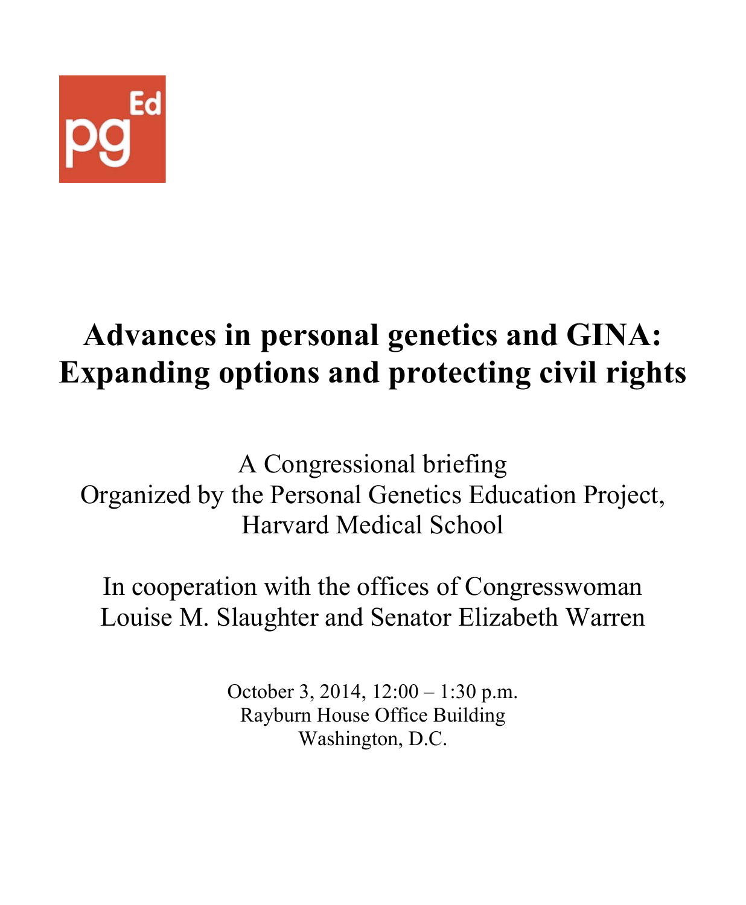# Advances in personal genetics and GINA: Expanding options and protecting civil rights

A Congressional briefing
Organized by the Personal Genetics Education Project,
Harvard Medical School

In cooperation with the offices of Congresswoman
Louise M. Slaughter and Senator Elizabeth Warren

October 3, 2014, 12:00 – 1:30 p.m.
Rayburn House Office Building
Washington, D.C.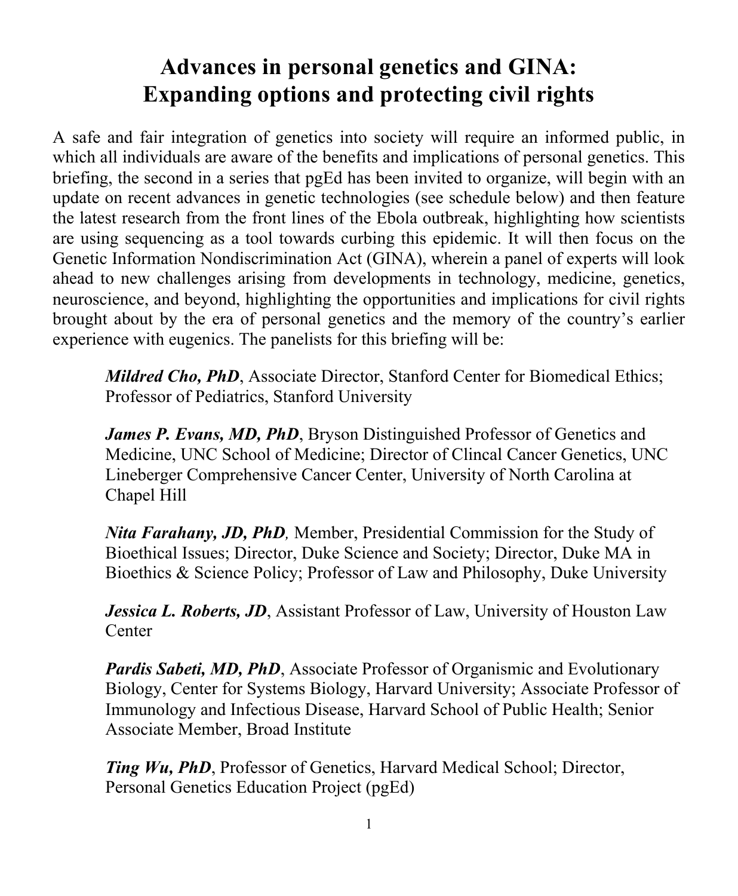# Advances in personal genetics and GINA: Expanding options and protecting civil rights

A safe and fair integration of genetics into society will require an informed public, in which all individuals are aware of the benefits and implications of personal genetics. This briefing, the second in a series that pgEd has been invited to organize, will begin with an update on recent advances in genetic technologies (see schedule below) and then feature the latest research from the front lines of the Ebola outbreak, highlighting how scientists are using sequencing as a tool towards curbing this epidemic. It will then focus on the Genetic Information Nondiscrimination Act (GINA), wherein a panel of experts will look ahead to new challenges arising from developments in technology, medicine, genetics, neuroscience, and beyond, highlighting the opportunities and implications for civil rights brought about by the era of personal genetics and the memory of the country's earlier experience with eugenics. The panelists for this briefing will be:

> ***Mildred Cho, PhD***, Associate Director, Stanford Center for Biomedical Ethics; Professor of Pediatrics, Stanford University
>
> ***James P. Evans, MD, PhD***, Bryson Distinguished Professor of Genetics and Medicine, UNC School of Medicine; Director of Clincal Cancer Genetics, UNC Lineberger Comprehensive Cancer Center, University of North Carolina at Chapel Hill
>
> ***Nita Farahany, JD, PhD,*** Member, Presidential Commission for the Study of Bioethical Issues; Director, Duke Science and Society; Director, Duke MA in Bioethics & Science Policy; Professor of Law and Philosophy, Duke University
>
> ***Jessica L. Roberts, JD***, Assistant Professor of Law, University of Houston Law Center
>
> ***Pardis Sabeti, MD, PhD***, Associate Professor of Organismic and Evolutionary Biology, Center for Systems Biology, Harvard University; Associate Professor of Immunology and Infectious Disease, Harvard School of Public Health; Senior Associate Member, Broad Institute
>
> ***Ting Wu, PhD***, Professor of Genetics, Harvard Medical School; Director, Personal Genetics Education Project (pgEd)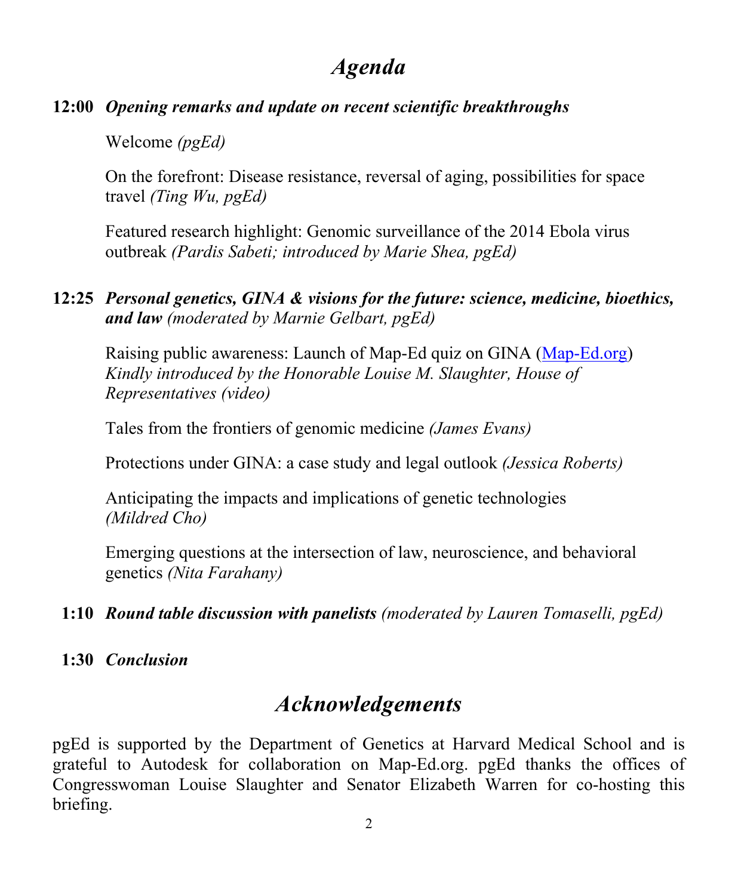# *Agenda*

**12:00** ***Opening remarks and update on recent scientific breakthroughs***

Welcome *(pgEd)*

On the forefront: Disease resistance, reversal of aging, possibilities for space travel *(Ting Wu, pgEd)*

Featured research highlight: Genomic surveillance of the 2014 Ebola virus outbreak *(Pardis Sabeti; introduced by Marie Shea, pgEd)*

**12:25** ***Personal genetics, GINA & visions for the future: science, medicine, bioethics, and law*** *(moderated by Marnie Gelbart, pgEd)*

Raising public awareness: Launch of Map-Ed quiz on GINA (Map-Ed.org)
*Kindly introduced by the Honorable Louise M. Slaughter, House of Representatives (video)*

Tales from the frontiers of genomic medicine *(James Evans)*

Protections under GINA: a case study and legal outlook *(Jessica Roberts)*

Anticipating the impacts and implications of genetic technologies *(Mildred Cho)*

Emerging questions at the intersection of law, neuroscience, and behavioral genetics *(Nita Farahany)*

**1:10** ***Round table discussion with panelists*** *(moderated by Lauren Tomaselli, pgEd)*

**1:30** ***Conclusion***

# *Acknowledgements*

pgEd is supported by the Department of Genetics at Harvard Medical School and is grateful to Autodesk for collaboration on Map-Ed.org. pgEd thanks the offices of Congresswoman Louise Slaughter and Senator Elizabeth Warren for co-hosting this briefing.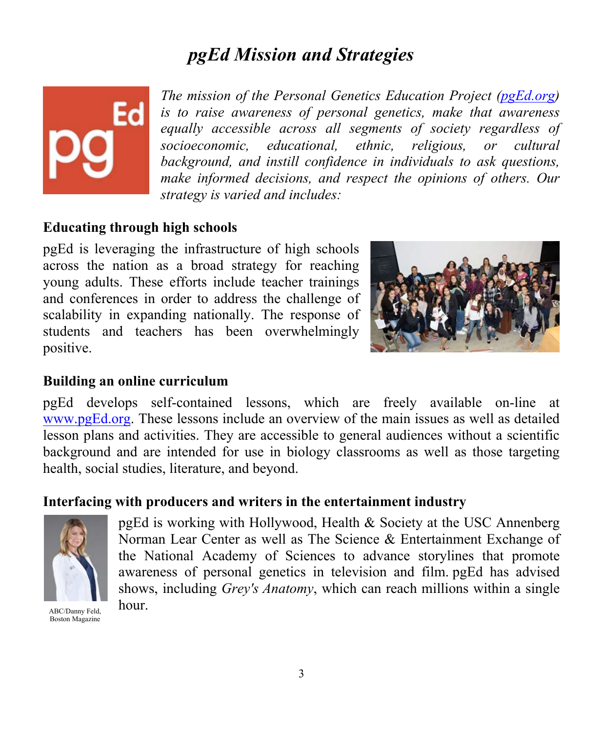# *pgEd Mission and Strategies*

*The mission of the Personal Genetics Education Project (pgEd.org) is to raise awareness of personal genetics, make that awareness equally accessible across all segments of society regardless of socioeconomic, educational, ethnic, religious, or cultural background, and instill confidence in individuals to ask questions, make informed decisions, and respect the opinions of others. Our strategy is varied and includes:*

**Educating through high schools**

pgEd is leveraging the infrastructure of high schools across the nation as a broad strategy for reaching young adults. These efforts include teacher trainings and conferences in order to address the challenge of scalability in expanding nationally. The response of students and teachers has been overwhelmingly positive.

**Building an online curriculum**

pgEd develops self-contained lessons, which are freely available on-line at www.pgEd.org. These lessons include an overview of the main issues as well as detailed lesson plans and activities. They are accessible to general audiences without a scientific background and are intended for use in biology classrooms as well as those targeting health, social studies, literature, and beyond.

**Interfacing with producers and writers in the entertainment industry**

ABC/Danny Feld, Boston Magazine

pgEd is working with Hollywood, Health & Society at the USC Annenberg Norman Lear Center as well as The Science & Entertainment Exchange of the National Academy of Sciences to advance storylines that promote awareness of personal genetics in television and film. pgEd has advised shows, including *Grey's Anatomy*, which can reach millions within a single hour.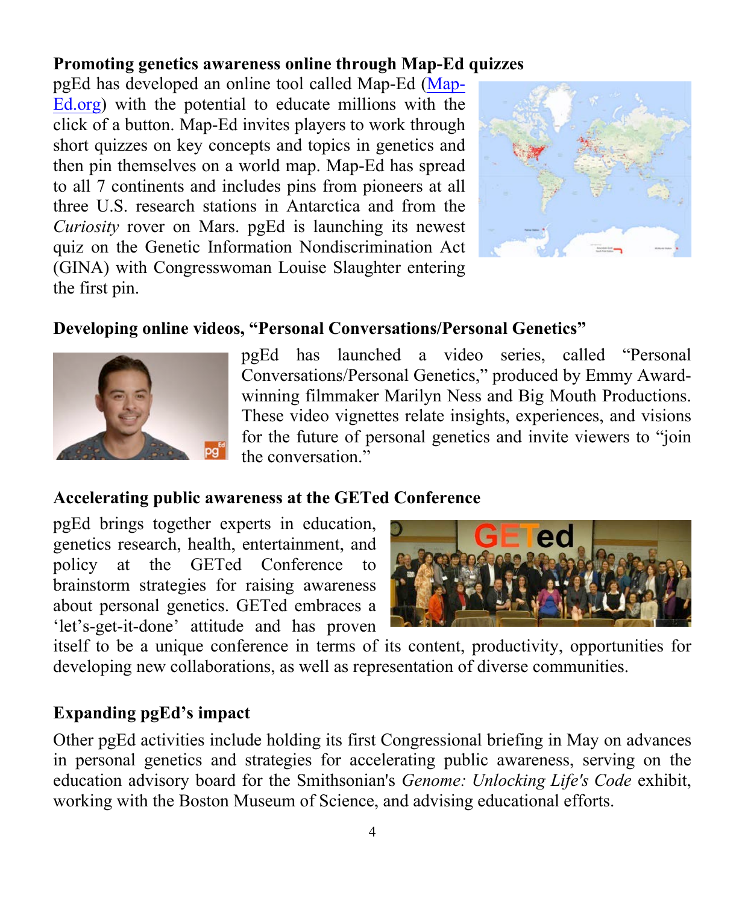**Promoting genetics awareness online through Map-Ed quizzes**

pgEd has developed an online tool called Map-Ed (Map-Ed.org) with the potential to educate millions with the click of a button. Map-Ed invites players to work through short quizzes on key concepts and topics in genetics and then pin themselves on a world map. Map-Ed has spread to all 7 continents and includes pins from pioneers at all three U.S. research stations in Antarctica and from the *Curiosity* rover on Mars. pgEd is launching its newest quiz on the Genetic Information Nondiscrimination Act (GINA) with Congresswoman Louise Slaughter entering the first pin.

**Developing online videos, "Personal Conversations/Personal Genetics"**

pgEd has launched a video series, called "Personal Conversations/Personal Genetics," produced by Emmy Award-winning filmmaker Marilyn Ness and Big Mouth Productions. These video vignettes relate insights, experiences, and visions for the future of personal genetics and invite viewers to "join the conversation."

**Accelerating public awareness at the GETed Conference**

pgEd brings together experts in education, genetics research, health, entertainment, and policy at the GETed Conference to brainstorm strategies for raising awareness about personal genetics. GETed embraces a 'let's-get-it-done' attitude and has proven itself to be a unique conference in terms of its content, productivity, opportunities for developing new collaborations, as well as representation of diverse communities.

**Expanding pgEd's impact**

Other pgEd activities include holding its first Congressional briefing in May on advances in personal genetics and strategies for accelerating public awareness, serving on the education advisory board for the Smithsonian's *Genome: Unlocking Life's Code* exhibit, working with the Boston Museum of Science, and advising educational efforts.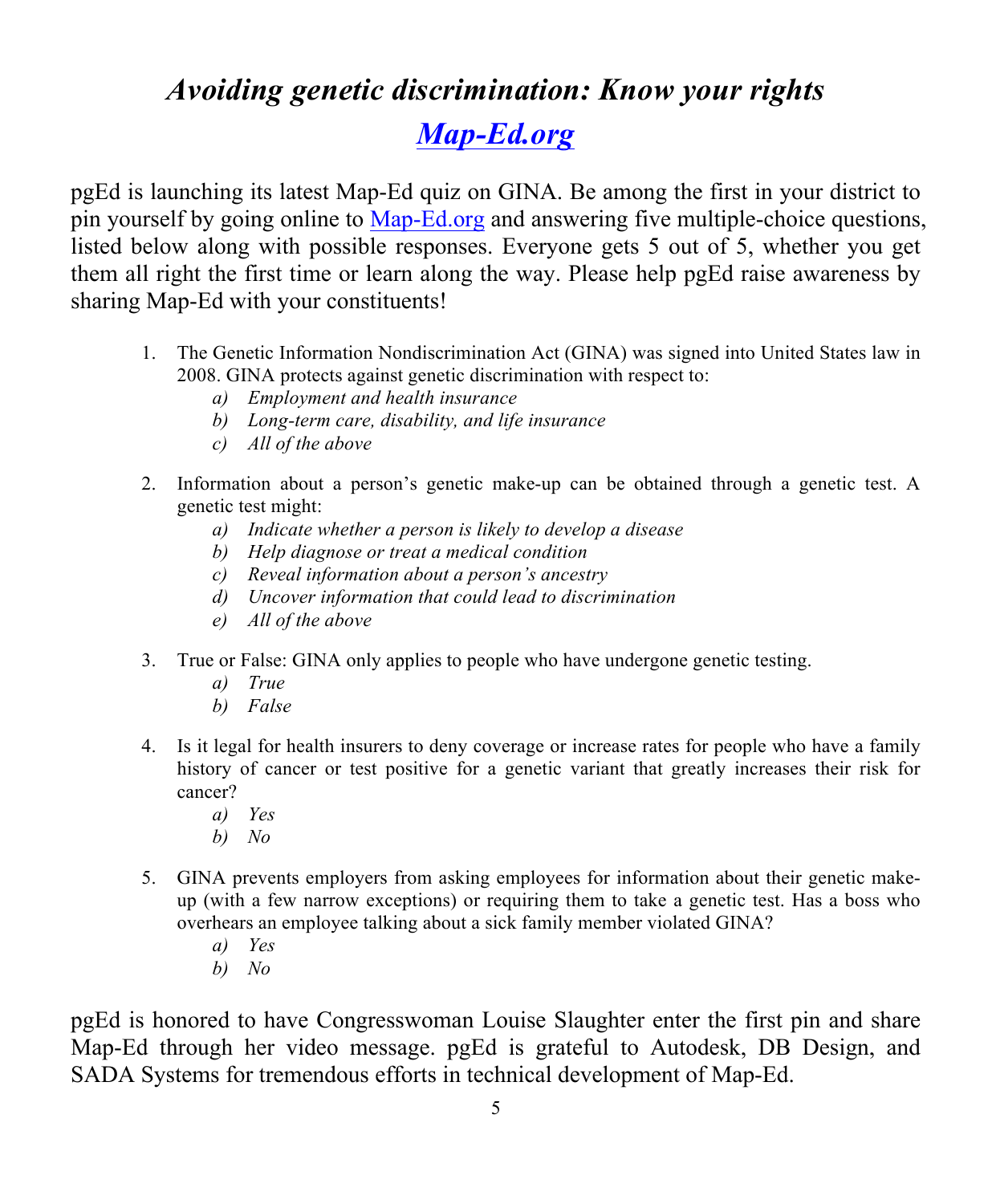# *Avoiding genetic discrimination: Know your rights*

## ***[Map-Ed.org](Map-Ed.org)***

pgEd is launching its latest Map-Ed quiz on GINA. Be among the first in your district to pin yourself by going online to [Map-Ed.org](Map-Ed.org) and answering five multiple-choice questions, listed below along with possible responses. Everyone gets 5 out of 5, whether you get them all right the first time or learn along the way. Please help pgEd raise awareness by sharing Map-Ed with your constituents!

1. The Genetic Information Nondiscrimination Act (GINA) was signed into United States law in 2008. GINA protects against genetic discrimination with respect to:
   - *a) Employment and health insurance*
   - *b) Long-term care, disability, and life insurance*
   - *c) All of the above*

2. Information about a person's genetic make-up can be obtained through a genetic test. A genetic test might:
   - *a) Indicate whether a person is likely to develop a disease*
   - *b) Help diagnose or treat a medical condition*
   - *c) Reveal information about a person's ancestry*
   - *d) Uncover information that could lead to discrimination*
   - *e) All of the above*

3. True or False: GINA only applies to people who have undergone genetic testing.
   - *a) True*
   - *b) False*

4. Is it legal for health insurers to deny coverage or increase rates for people who have a family history of cancer or test positive for a genetic variant that greatly increases their risk for cancer?
   - *a) Yes*
   - *b) No*

5. GINA prevents employers from asking employees for information about their genetic make-up (with a few narrow exceptions) or requiring them to take a genetic test. Has a boss who overhears an employee talking about a sick family member violated GINA?
   - *a) Yes*
   - *b) No*

pgEd is honored to have Congresswoman Louise Slaughter enter the first pin and share Map-Ed through her video message. pgEd is grateful to Autodesk, DB Design, and SADA Systems for tremendous efforts in technical development of Map-Ed.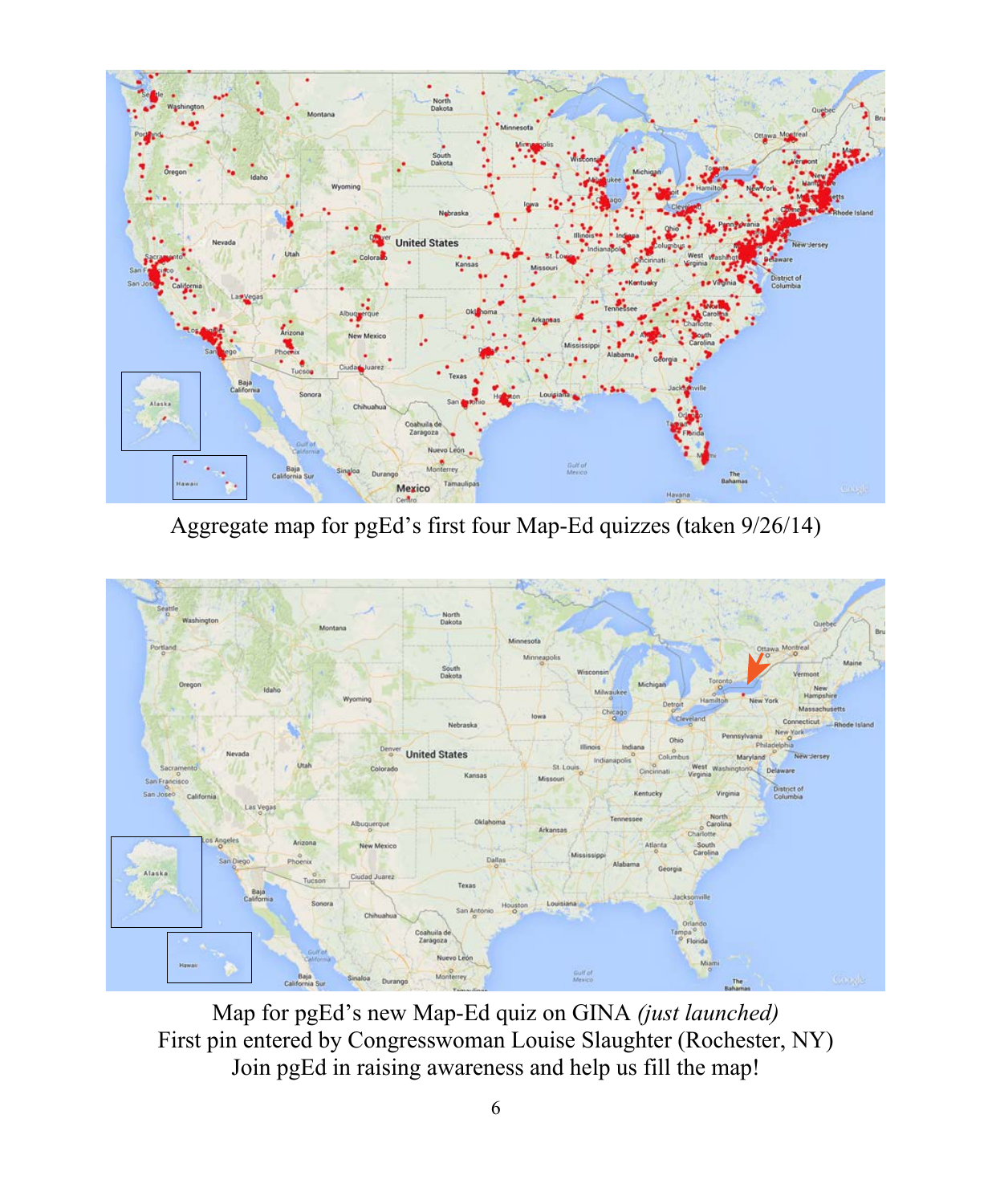Aggregate map for pgEd's first four Map-Ed quizzes (taken 9/26/14)

Map for pgEd's new Map-Ed quiz on GINA *(just launched)*
First pin entered by Congresswoman Louise Slaughter (Rochester, NY)
Join pgEd in raising awareness and help us fill the map!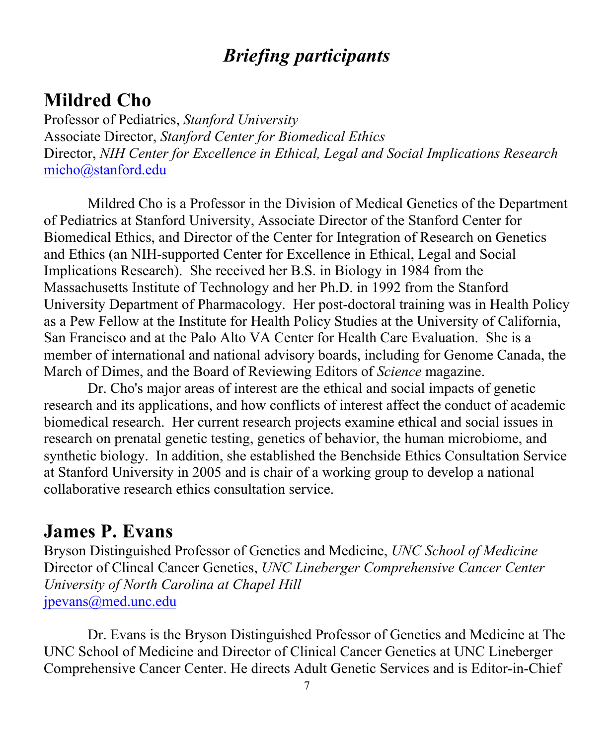# *Briefing participants*

## Mildred Cho

Professor of Pediatrics, *Stanford University*
Associate Director, *Stanford Center for Biomedical Ethics*
Director, *NIH Center for Excellence in Ethical, Legal and Social Implications Research*
micho@stanford.edu

Mildred Cho is a Professor in the Division of Medical Genetics of the Department of Pediatrics at Stanford University, Associate Director of the Stanford Center for Biomedical Ethics, and Director of the Center for Integration of Research on Genetics and Ethics (an NIH-supported Center for Excellence in Ethical, Legal and Social Implications Research). She received her B.S. in Biology in 1984 from the Massachusetts Institute of Technology and her Ph.D. in 1992 from the Stanford University Department of Pharmacology. Her post-doctoral training was in Health Policy as a Pew Fellow at the Institute for Health Policy Studies at the University of California, San Francisco and at the Palo Alto VA Center for Health Care Evaluation. She is a member of international and national advisory boards, including for Genome Canada, the March of Dimes, and the Board of Reviewing Editors of *Science* magazine.

Dr. Cho's major areas of interest are the ethical and social impacts of genetic research and its applications, and how conflicts of interest affect the conduct of academic biomedical research. Her current research projects examine ethical and social issues in research on prenatal genetic testing, genetics of behavior, the human microbiome, and synthetic biology. In addition, she established the Benchside Ethics Consultation Service at Stanford University in 2005 and is chair of a working group to develop a national collaborative research ethics consultation service.

## James P. Evans

Bryson Distinguished Professor of Genetics and Medicine, *UNC School of Medicine*
Director of Clincal Cancer Genetics, *UNC Lineberger Comprehensive Cancer Center*
*University of North Carolina at Chapel Hill*
jpevans@med.unc.edu

Dr. Evans is the Bryson Distinguished Professor of Genetics and Medicine at The UNC School of Medicine and Director of Clinical Cancer Genetics at UNC Lineberger Comprehensive Cancer Center. He directs Adult Genetic Services and is Editor-in-Chief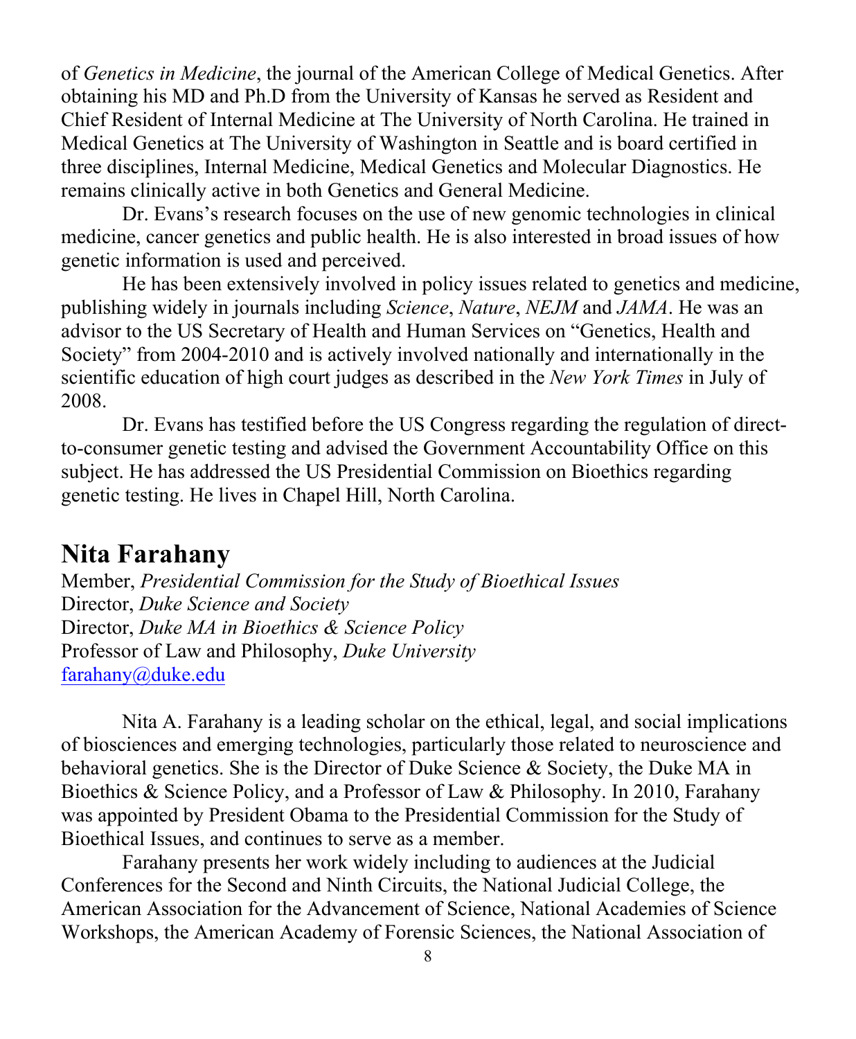of *Genetics in Medicine*, the journal of the American College of Medical Genetics. After obtaining his MD and Ph.D from the University of Kansas he served as Resident and Chief Resident of Internal Medicine at The University of North Carolina. He trained in Medical Genetics at The University of Washington in Seattle and is board certified in three disciplines, Internal Medicine, Medical Genetics and Molecular Diagnostics. He remains clinically active in both Genetics and General Medicine.

Dr. Evans's research focuses on the use of new genomic technologies in clinical medicine, cancer genetics and public health. He is also interested in broad issues of how genetic information is used and perceived.

He has been extensively involved in policy issues related to genetics and medicine, publishing widely in journals including *Science*, *Nature*, *NEJM* and *JAMA*. He was an advisor to the US Secretary of Health and Human Services on "Genetics, Health and Society" from 2004-2010 and is actively involved nationally and internationally in the scientific education of high court judges as described in the *New York Times* in July of 2008.

Dr. Evans has testified before the US Congress regarding the regulation of direct-to-consumer genetic testing and advised the Government Accountability Office on this subject. He has addressed the US Presidential Commission on Bioethics regarding genetic testing. He lives in Chapel Hill, North Carolina.

## Nita Farahany

Member, *Presidential Commission for the Study of Bioethical Issues*
Director, *Duke Science and Society*
Director, *Duke MA in Bioethics & Science Policy*
Professor of Law and Philosophy, *Duke University*
farahany@duke.edu

Nita A. Farahany is a leading scholar on the ethical, legal, and social implications of biosciences and emerging technologies, particularly those related to neuroscience and behavioral genetics. She is the Director of Duke Science & Society, the Duke MA in Bioethics & Science Policy, and a Professor of Law & Philosophy. In 2010, Farahany was appointed by President Obama to the Presidential Commission for the Study of Bioethical Issues, and continues to serve as a member.

Farahany presents her work widely including to audiences at the Judicial Conferences for the Second and Ninth Circuits, the National Judicial College, the American Association for the Advancement of Science, National Academies of Science Workshops, the American Academy of Forensic Sciences, the National Association of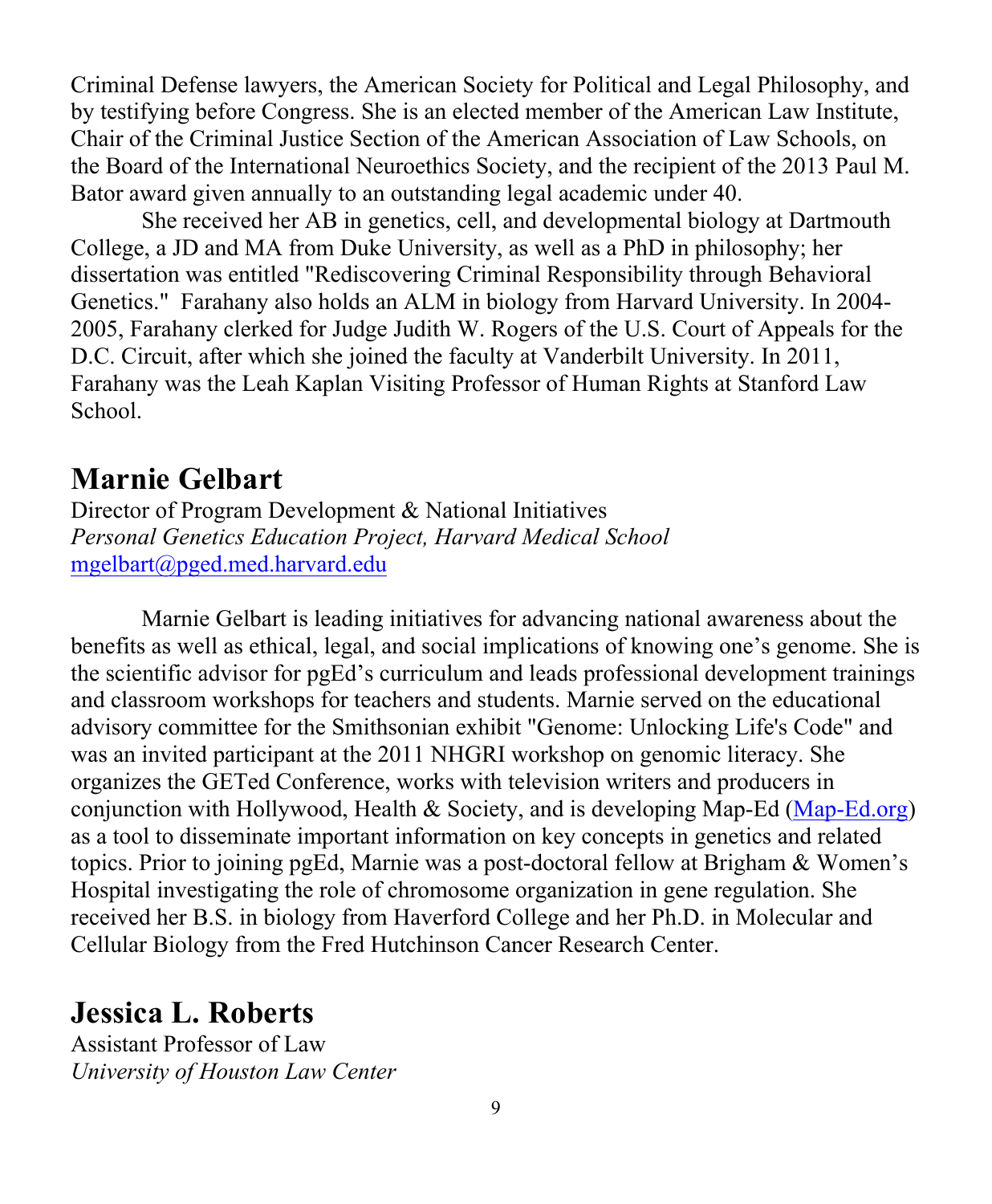Criminal Defense lawyers, the American Society for Political and Legal Philosophy, and by testifying before Congress. She is an elected member of the American Law Institute, Chair of the Criminal Justice Section of the American Association of Law Schools, on the Board of the International Neuroethics Society, and the recipient of the 2013 Paul M. Bator award given annually to an outstanding legal academic under 40.

She received her AB in genetics, cell, and developmental biology at Dartmouth College, a JD and MA from Duke University, as well as a PhD in philosophy; her dissertation was entitled "Rediscovering Criminal Responsibility through Behavioral Genetics." Farahany also holds an ALM in biology from Harvard University. In 2004-2005, Farahany clerked for Judge Judith W. Rogers of the U.S. Court of Appeals for the D.C. Circuit, after which she joined the faculty at Vanderbilt University. In 2011, Farahany was the Leah Kaplan Visiting Professor of Human Rights at Stanford Law School.

## Marnie Gelbart

Director of Program Development & National Initiatives
*Personal Genetics Education Project, Harvard Medical School*
mgelbart@pged.med.harvard.edu

Marnie Gelbart is leading initiatives for advancing national awareness about the benefits as well as ethical, legal, and social implications of knowing one's genome. She is the scientific advisor for pgEd's curriculum and leads professional development trainings and classroom workshops for teachers and students. Marnie served on the educational advisory committee for the Smithsonian exhibit "Genome: Unlocking Life's Code" and was an invited participant at the 2011 NHGRI workshop on genomic literacy. She organizes the GETed Conference, works with television writers and producers in conjunction with Hollywood, Health & Society, and is developing Map-Ed (Map-Ed.org) as a tool to disseminate important information on key concepts in genetics and related topics. Prior to joining pgEd, Marnie was a post-doctoral fellow at Brigham & Women's Hospital investigating the role of chromosome organization in gene regulation. She received her B.S. in biology from Haverford College and her Ph.D. in Molecular and Cellular Biology from the Fred Hutchinson Cancer Research Center.

## Jessica L. Roberts

Assistant Professor of Law
*University of Houston Law Center*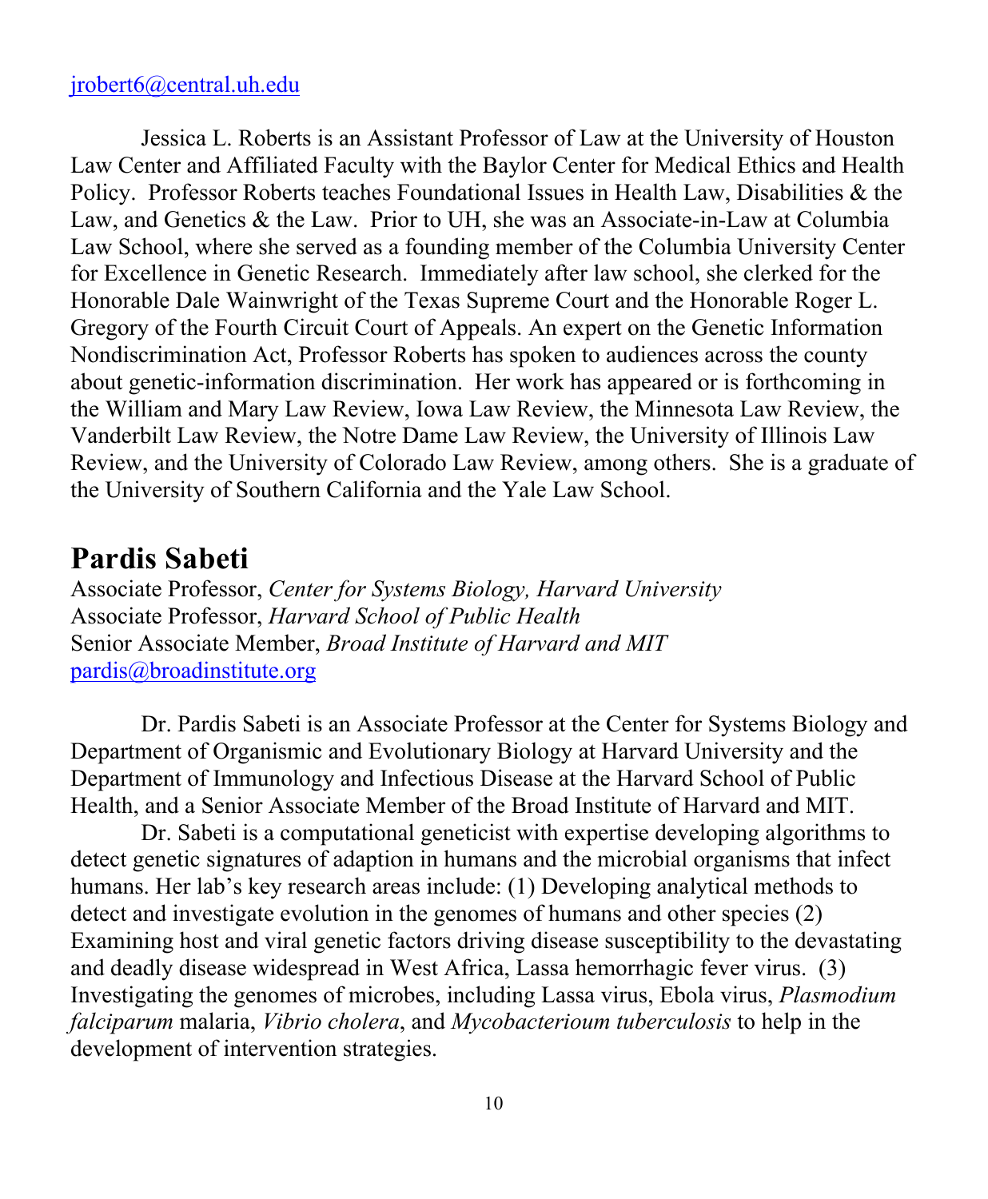jrobert6@central.uh.edu

Jessica L. Roberts is an Assistant Professor of Law at the University of Houston Law Center and Affiliated Faculty with the Baylor Center for Medical Ethics and Health Policy. Professor Roberts teaches Foundational Issues in Health Law, Disabilities & the Law, and Genetics & the Law. Prior to UH, she was an Associate-in-Law at Columbia Law School, where she served as a founding member of the Columbia University Center for Excellence in Genetic Research. Immediately after law school, she clerked for the Honorable Dale Wainwright of the Texas Supreme Court and the Honorable Roger L. Gregory of the Fourth Circuit Court of Appeals. An expert on the Genetic Information Nondiscrimination Act, Professor Roberts has spoken to audiences across the county about genetic-information discrimination. Her work has appeared or is forthcoming in the William and Mary Law Review, Iowa Law Review, the Minnesota Law Review, the Vanderbilt Law Review, the Notre Dame Law Review, the University of Illinois Law Review, and the University of Colorado Law Review, among others. She is a graduate of the University of Southern California and the Yale Law School.

## Pardis Sabeti

Associate Professor, *Center for Systems Biology, Harvard University*
Associate Professor, *Harvard School of Public Health*
Senior Associate Member, *Broad Institute of Harvard and MIT*
pardis@broadinstitute.org

Dr. Pardis Sabeti is an Associate Professor at the Center for Systems Biology and Department of Organismic and Evolutionary Biology at Harvard University and the Department of Immunology and Infectious Disease at the Harvard School of Public Health, and a Senior Associate Member of the Broad Institute of Harvard and MIT.

Dr. Sabeti is a computational geneticist with expertise developing algorithms to detect genetic signatures of adaption in humans and the microbial organisms that infect humans. Her lab's key research areas include: (1) Developing analytical methods to detect and investigate evolution in the genomes of humans and other species (2) Examining host and viral genetic factors driving disease susceptibility to the devastating and deadly disease widespread in West Africa, Lassa hemorrhagic fever virus. (3) Investigating the genomes of microbes, including Lassa virus, Ebola virus, *Plasmodium falciparum* malaria, *Vibrio cholera*, and *Mycobacterioum tuberculosis* to help in the development of intervention strategies.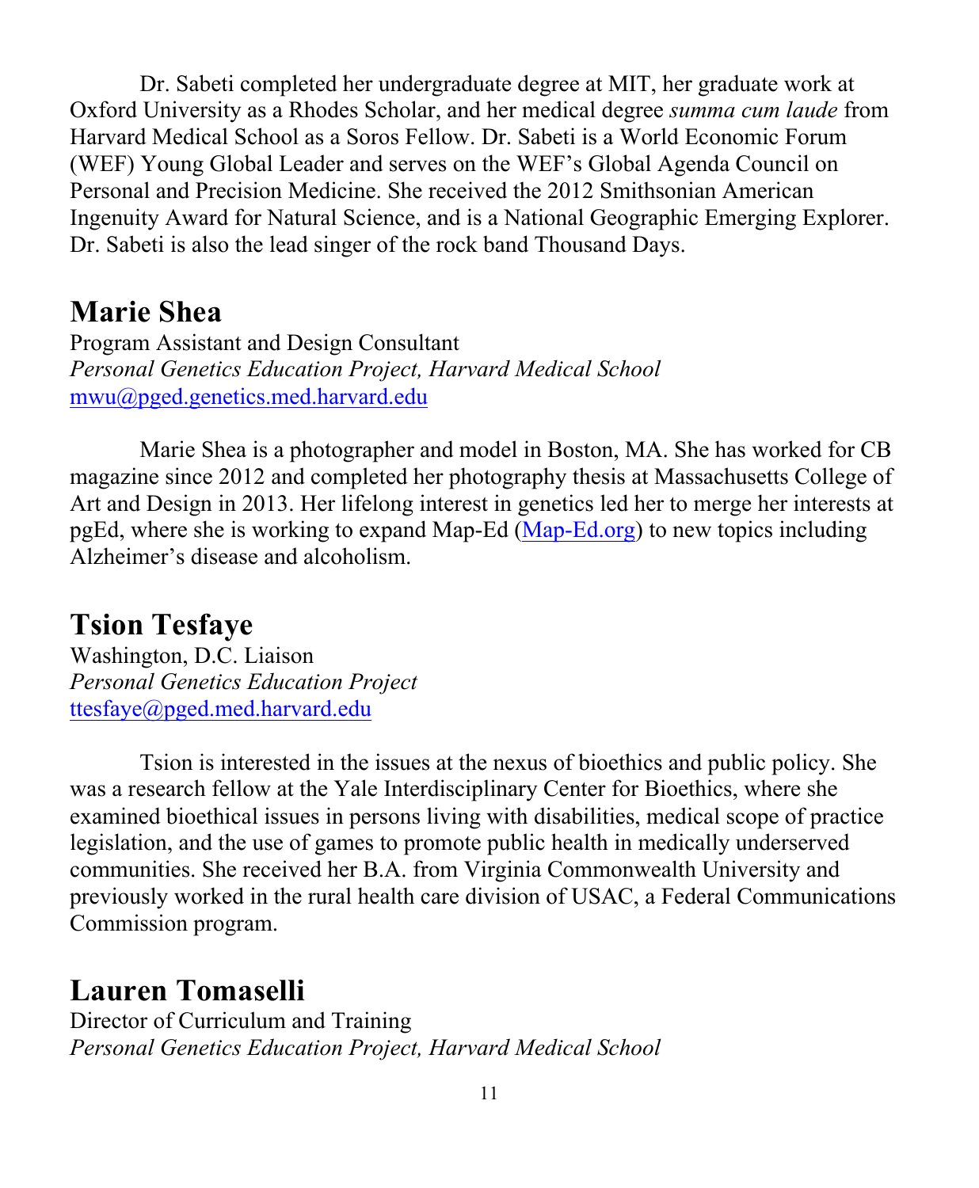Dr. Sabeti completed her undergraduate degree at MIT, her graduate work at Oxford University as a Rhodes Scholar, and her medical degree *summa cum laude* from Harvard Medical School as a Soros Fellow. Dr. Sabeti is a World Economic Forum (WEF) Young Global Leader and serves on the WEF's Global Agenda Council on Personal and Precision Medicine. She received the 2012 Smithsonian American Ingenuity Award for Natural Science, and is a National Geographic Emerging Explorer. Dr. Sabeti is also the lead singer of the rock band Thousand Days.

## Marie Shea

Program Assistant and Design Consultant
*Personal Genetics Education Project, Harvard Medical School*
mwu@pged.genetics.med.harvard.edu

Marie Shea is a photographer and model in Boston, MA. She has worked for CB magazine since 2012 and completed her photography thesis at Massachusetts College of Art and Design in 2013. Her lifelong interest in genetics led her to merge her interests at pgEd, where she is working to expand Map-Ed (Map-Ed.org) to new topics including Alzheimer's disease and alcoholism.

## Tsion Tesfaye

Washington, D.C. Liaison
*Personal Genetics Education Project*
ttesfaye@pged.med.harvard.edu

Tsion is interested in the issues at the nexus of bioethics and public policy. She was a research fellow at the Yale Interdisciplinary Center for Bioethics, where she examined bioethical issues in persons living with disabilities, medical scope of practice legislation, and the use of games to promote public health in medically underserved communities. She received her B.A. from Virginia Commonwealth University and previously worked in the rural health care division of USAC, a Federal Communications Commission program.

## Lauren Tomaselli

Director of Curriculum and Training
*Personal Genetics Education Project, Harvard Medical School*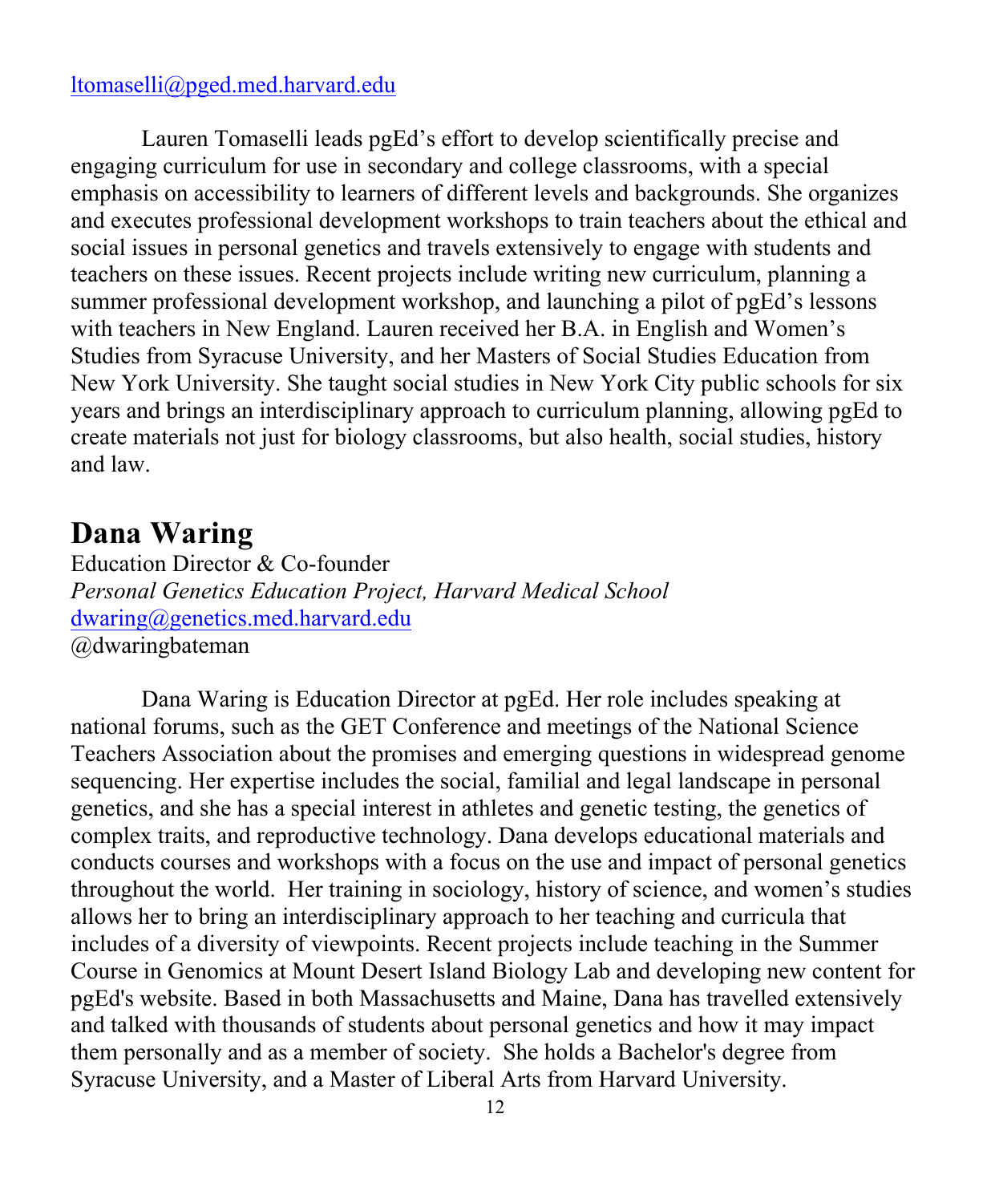ltomaselli@pged.med.harvard.edu

Lauren Tomaselli leads pgEd's effort to develop scientifically precise and engaging curriculum for use in secondary and college classrooms, with a special emphasis on accessibility to learners of different levels and backgrounds. She organizes and executes professional development workshops to train teachers about the ethical and social issues in personal genetics and travels extensively to engage with students and teachers on these issues. Recent projects include writing new curriculum, planning a summer professional development workshop, and launching a pilot of pgEd's lessons with teachers in New England. Lauren received her B.A. in English and Women's Studies from Syracuse University, and her Masters of Social Studies Education from New York University. She taught social studies in New York City public schools for six years and brings an interdisciplinary approach to curriculum planning, allowing pgEd to create materials not just for biology classrooms, but also health, social studies, history and law.

## Dana Waring

Education Director & Co-founder
*Personal Genetics Education Project, Harvard Medical School*
dwaring@genetics.med.harvard.edu
@dwaringbateman

Dana Waring is Education Director at pgEd. Her role includes speaking at national forums, such as the GET Conference and meetings of the National Science Teachers Association about the promises and emerging questions in widespread genome sequencing. Her expertise includes the social, familial and legal landscape in personal genetics, and she has a special interest in athletes and genetic testing, the genetics of complex traits, and reproductive technology. Dana develops educational materials and conducts courses and workshops with a focus on the use and impact of personal genetics throughout the world. Her training in sociology, history of science, and women's studies allows her to bring an interdisciplinary approach to her teaching and curricula that includes of a diversity of viewpoints. Recent projects include teaching in the Summer Course in Genomics at Mount Desert Island Biology Lab and developing new content for pgEd's website. Based in both Massachusetts and Maine, Dana has travelled extensively and talked with thousands of students about personal genetics and how it may impact them personally and as a member of society. She holds a Bachelor's degree from Syracuse University, and a Master of Liberal Arts from Harvard University.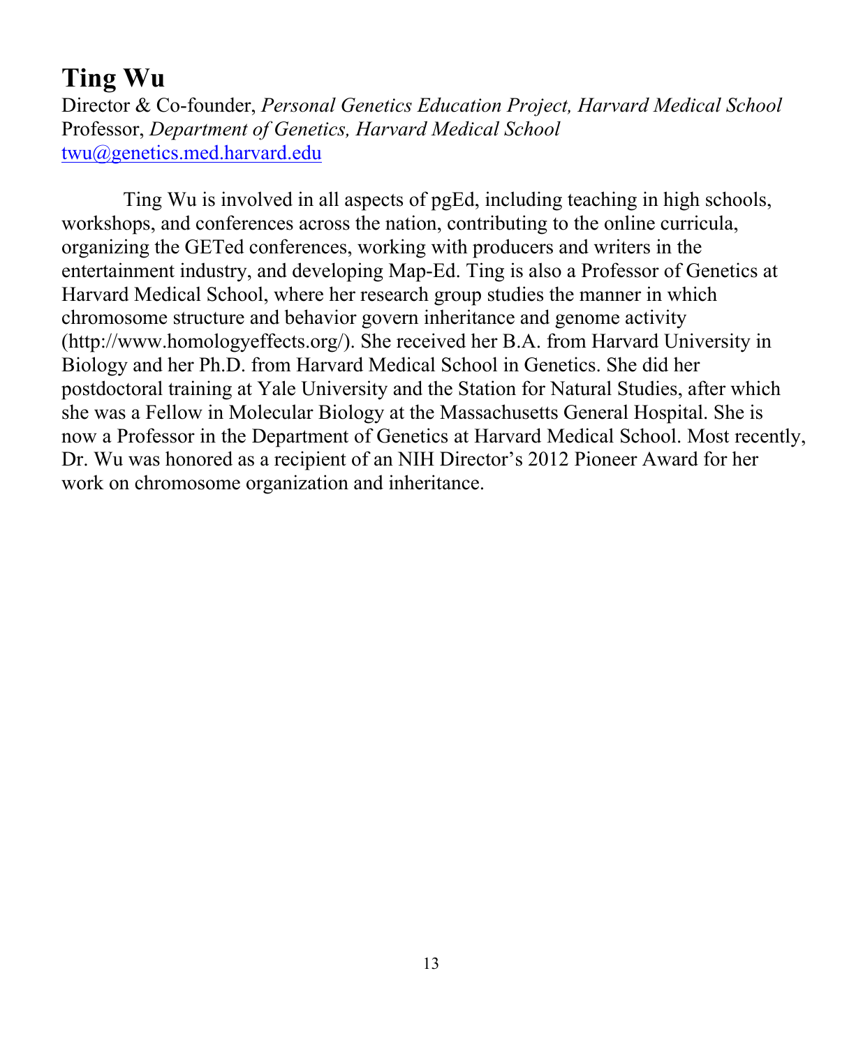## Ting Wu

Director & Co-founder, *Personal Genetics Education Project, Harvard Medical School*
Professor, *Department of Genetics, Harvard Medical School*
twu@genetics.med.harvard.edu

Ting Wu is involved in all aspects of pgEd, including teaching in high schools, workshops, and conferences across the nation, contributing to the online curricula, organizing the GETed conferences, working with producers and writers in the entertainment industry, and developing Map-Ed. Ting is also a Professor of Genetics at Harvard Medical School, where her research group studies the manner in which chromosome structure and behavior govern inheritance and genome activity (http://www.homologyeffects.org/). She received her B.A. from Harvard University in Biology and her Ph.D. from Harvard Medical School in Genetics. She did her postdoctoral training at Yale University and the Station for Natural Studies, after which she was a Fellow in Molecular Biology at the Massachusetts General Hospital. She is now a Professor in the Department of Genetics at Harvard Medical School. Most recently, Dr. Wu was honored as a recipient of an NIH Director's 2012 Pioneer Award for her work on chromosome organization and inheritance.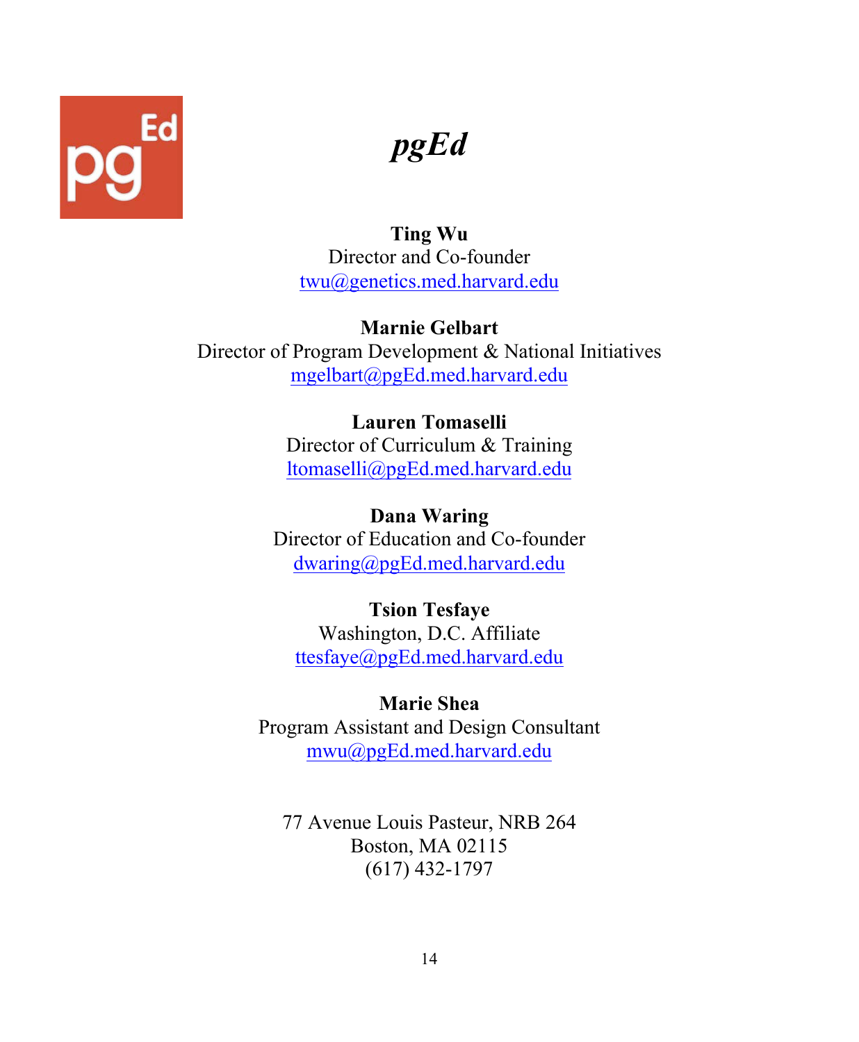# *pgEd*

**Ting Wu**
Director and Co-founder
twu@genetics.med.harvard.edu

**Marnie Gelbart**
Director of Program Development & National Initiatives
mgelbart@pgEd.med.harvard.edu

**Lauren Tomaselli**
Director of Curriculum & Training
ltomaselli@pgEd.med.harvard.edu

**Dana Waring**
Director of Education and Co-founder
dwaring@pgEd.med.harvard.edu

**Tsion Tesfaye**
Washington, D.C. Affiliate
ttesfaye@pgEd.med.harvard.edu

**Marie Shea**
Program Assistant and Design Consultant
mwu@pgEd.med.harvard.edu

77 Avenue Louis Pasteur, NRB 264
Boston, MA 02115
(617) 432-1797